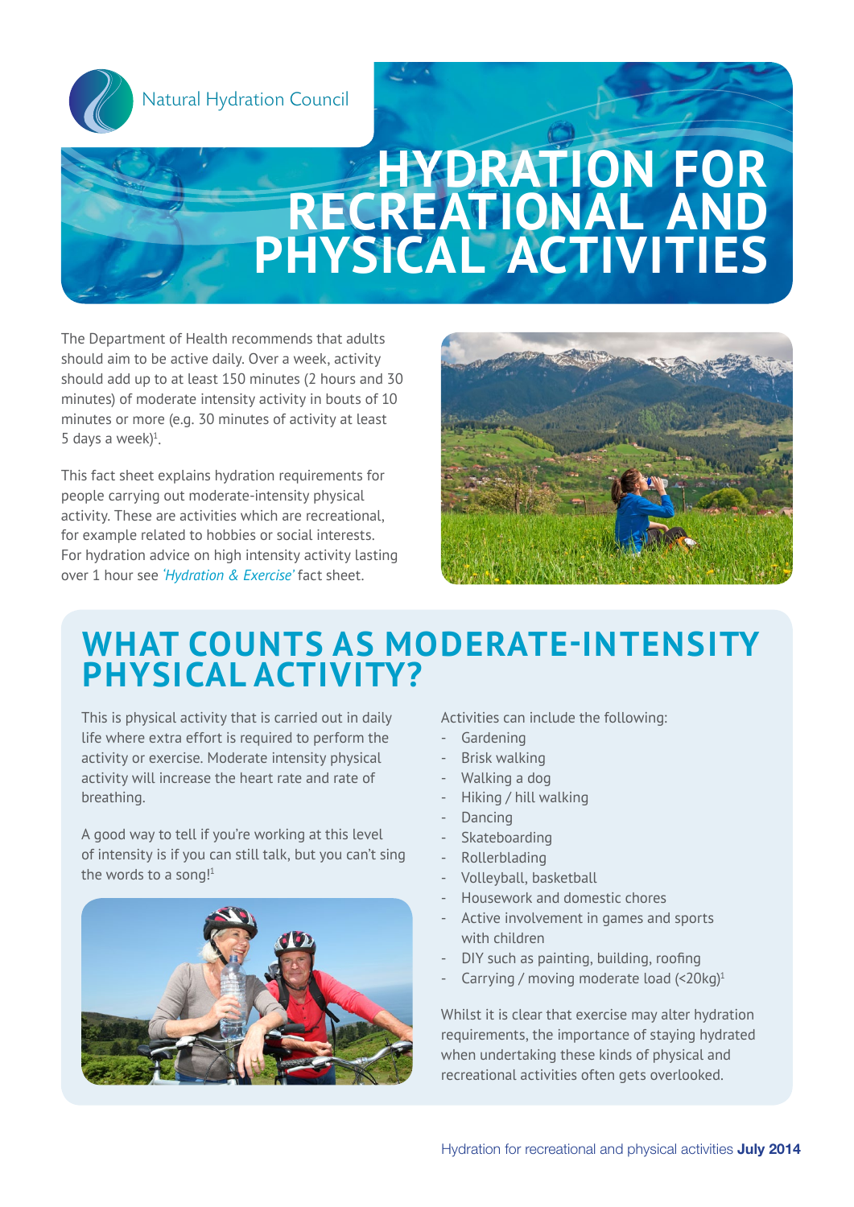Natural Hydration Council

# HYDRATION FOR RECREATIONAL AND PHYSICAL ACTIVITIES

The Department of Health recommends that adults should aim to be active daily. Over a week, activity should add up to at least 150 minutes (2 hours and 30 minutes) of moderate intensity activity in bouts of 10 minutes or more (e.g. 30 minutes of activity at least 5 days a week)[1].

This fact sheet explains hydration requirements for people carrying out moderate-intensity physical activity. These are activities which are recreational, for example related to hobbies or social interests. For hydration advice on high intensity activity lasting over 1 hour see *'Hydration & Exercise'* fact sheet.

## WHAT COUNTS AS MODERATE-INTENSITY PHYSICAL ACTIVITY?

This is physical activity that is carried out in daily life where extra effort is required to perform the activity or exercise. Moderate intensity physical activity will increase the heart rate and rate of breathing.

A good way to tell if you're working at this level of intensity is if you can still talk, but you can't sing the words to a song![1]

Activities can include the following:

- Gardening
- Brisk walking
- Walking a dog
- Hiking / hill walking
- Dancing
- Skateboarding
- Rollerblading
- Volleyball, basketball
- Housework and domestic chores
- Active involvement in games and sports with children
- DIY such as painting, building, roofing
- Carrying / moving moderate load (<20kg)[1]

Whilst it is clear that exercise may alter hydration requirements, the importance of staying hydrated when undertaking these kinds of physical and recreational activities often gets overlooked.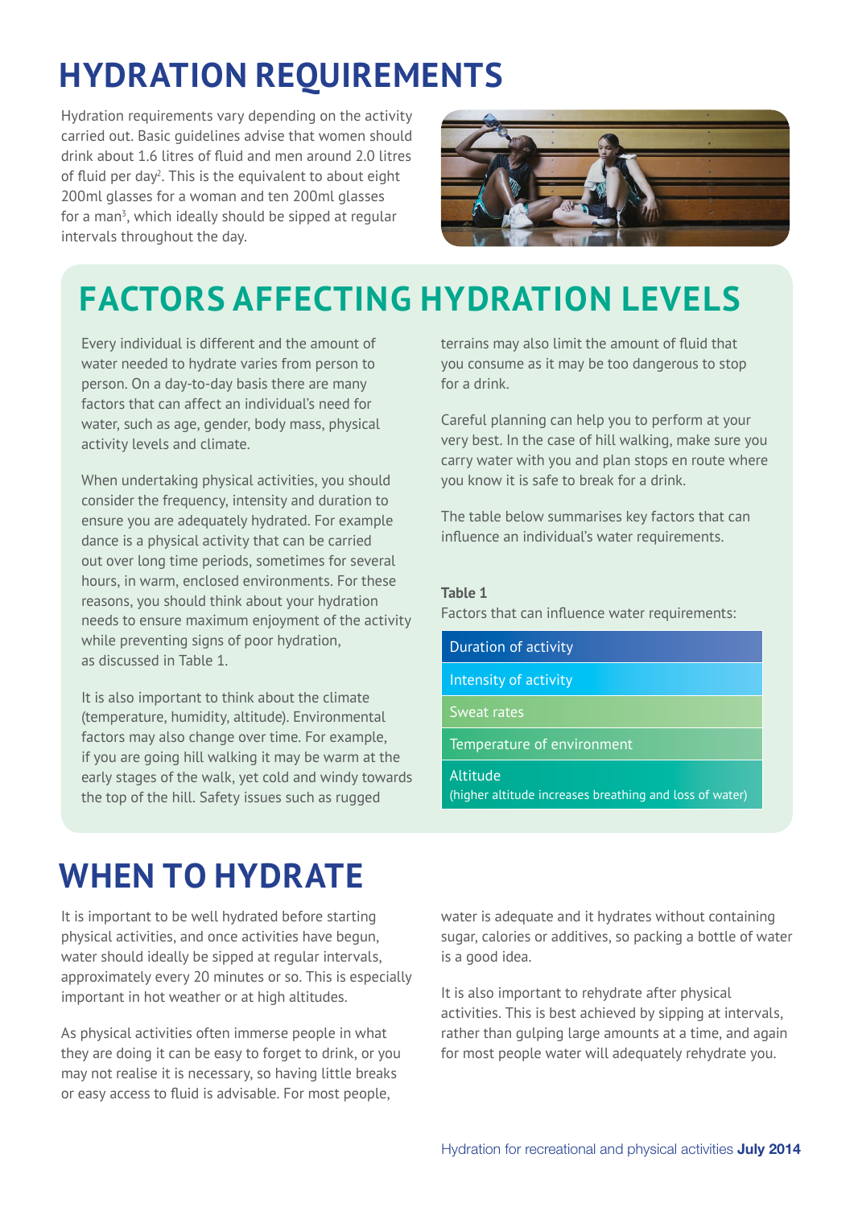# HYDRATION REQUIREMENTS

Hydration requirements vary depending on the activity carried out. Basic guidelines advise that women should drink about 1.6 litres of fluid and men around 2.0 litres of fluid per day[2]. This is the equivalent to about eight 200ml glasses for a woman and ten 200ml glasses for a man[3], which ideally should be sipped at regular intervals throughout the day.

# FACTORS AFFECTING HYDRATION LEVELS

Every individual is different and the amount of water needed to hydrate varies from person to person. On a day-to-day basis there are many factors that can affect an individual's need for water, such as age, gender, body mass, physical activity levels and climate.

When undertaking physical activities, you should consider the frequency, intensity and duration to ensure you are adequately hydrated. For example dance is a physical activity that can be carried out over long time periods, sometimes for several hours, in warm, enclosed environments. For these reasons, you should think about your hydration needs to ensure maximum enjoyment of the activity while preventing signs of poor hydration, as discussed in Table 1.

It is also important to think about the climate (temperature, humidity, altitude). Environmental factors may also change over time. For example, if you are going hill walking it may be warm at the early stages of the walk, yet cold and windy towards the top of the hill. Safety issues such as rugged terrains may also limit the amount of fluid that you consume as it may be too dangerous to stop for a drink.

Careful planning can help you to perform at your very best. In the case of hill walking, make sure you carry water with you and plan stops en route where you know it is safe to break for a drink.

The table below summarises key factors that can influence an individual's water requirements.

**Table 1**

Factors that can influence water requirements:

| Factors |
|---|
| Duration of activity |
| Intensity of activity |
| Sweat rates |
| Temperature of environment |
| Altitude (higher altitude increases breathing and loss of water) |

# WHEN TO HYDRATE

It is important to be well hydrated before starting physical activities, and once activities have begun, water should ideally be sipped at regular intervals, approximately every 20 minutes or so. This is especially important in hot weather or at high altitudes.

As physical activities often immerse people in what they are doing it can be easy to forget to drink, or you may not realise it is necessary, so having little breaks or easy access to fluid is advisable. For most people, water is adequate and it hydrates without containing sugar, calories or additives, so packing a bottle of water is a good idea.

It is also important to rehydrate after physical activities. This is best achieved by sipping at intervals, rather than gulping large amounts at a time, and again for most people water will adequately rehydrate you.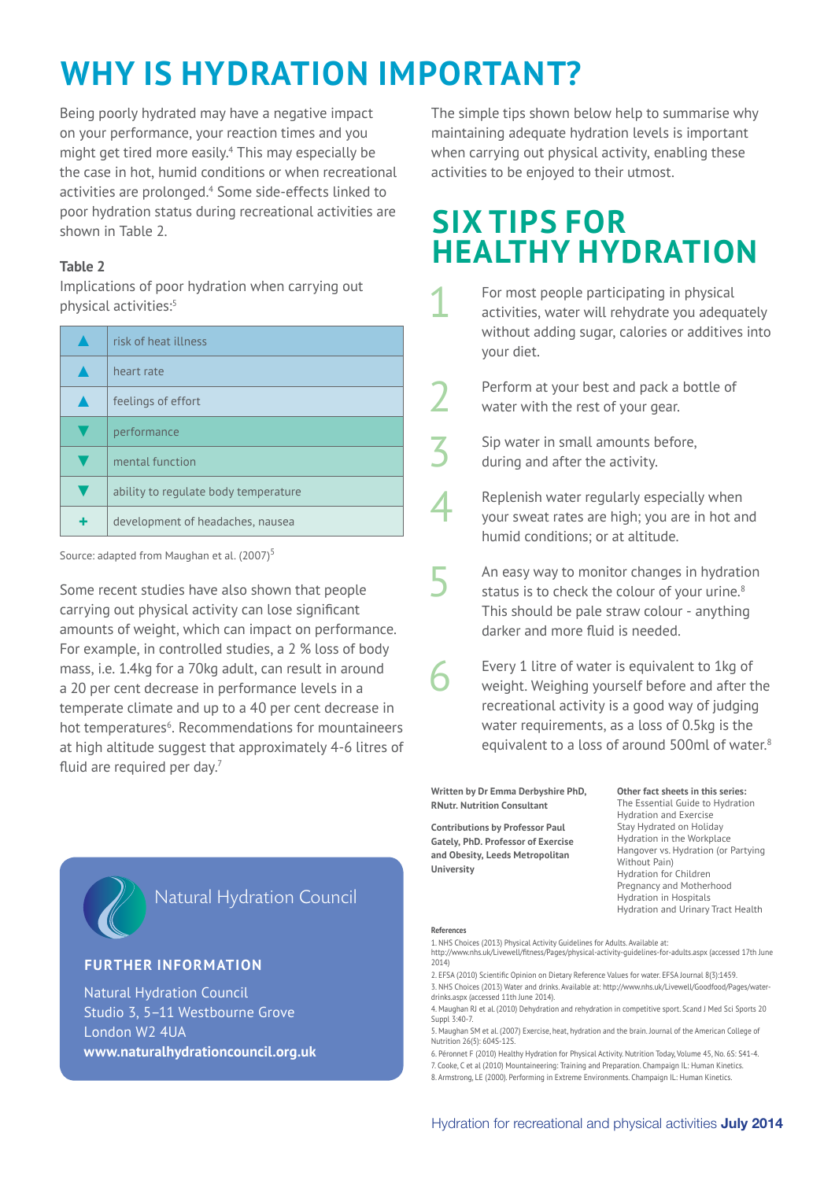# WHY IS HYDRATION IMPORTANT?

Being poorly hydrated may have a negative impact on your performance, your reaction times and you might get tired more easily.[4] This may especially be the case in hot, humid conditions or when recreational activities are prolonged.[4] Some side-effects linked to poor hydration status during recreational activities are shown in Table 2.

**Table 2**

Implications of poor hydration when carrying out physical activities:[5]

| | |
|---|---|
| ▲ | risk of heat illness |
| ▲ | heart rate |
| ▲ | feelings of effort |
| ▼ | performance |
| ▼ | mental function |
| ▼ | ability to regulate body temperature |
| + | development of headaches, nausea |

Source: adapted from Maughan et al. (2007)[5]

Some recent studies have also shown that people carrying out physical activity can lose significant amounts of weight, which can impact on performance. For example, in controlled studies, a 2 % loss of body mass, i.e. 1.4kg for a 70kg adult, can result in around a 20 per cent decrease in performance levels in a temperate climate and up to a 40 per cent decrease in hot temperatures[6]. Recommendations for mountaineers at high altitude suggest that approximately 4-6 litres of fluid are required per day.[7]

The simple tips shown below help to summarise why maintaining adequate hydration levels is important when carrying out physical activity, enabling these activities to be enjoyed to their utmost.

## SIX TIPS FOR HEALTHY HYDRATION

1. For most people participating in physical activities, water will rehydrate you adequately without adding sugar, calories or additives into your diet.
2. Perform at your best and pack a bottle of water with the rest of your gear.
3. Sip water in small amounts before, during and after the activity.
4. Replenish water regularly especially when your sweat rates are high; you are in hot and humid conditions; or at altitude.
5. An easy way to monitor changes in hydration status is to check the colour of your urine.[8] This should be pale straw colour - anything darker and more fluid is needed.
6. Every 1 litre of water is equivalent to 1kg of weight. Weighing yourself before and after the recreational activity is a good way of judging water requirements, as a loss of 0.5kg is the equivalent to a loss of around 500ml of water.[8]

Natural Hydration Council

**FURTHER INFORMATION**

Natural Hydration Council
Studio 3, 5–11 Westbourne Grove
London W2 4UA
**www.naturalhydrationcouncil.org.uk**

**Written by Dr Emma Derbyshire PhD, RNutr. Nutrition Consultant**

**Contributions by Professor Paul Gately, PhD. Professor of Exercise and Obesity, Leeds Metropolitan University**

**Other fact sheets in this series:**

The Essential Guide to Hydration
Hydration and Exercise
Stay Hydrated on Holiday
Hydration in the Workplace
Hangover vs. Hydration (or Partying Without Pain)
Hydration for Children
Pregnancy and Motherhood
Hydration in Hospitals
Hydration and Urinary Tract Health

**References**

1. NHS Choices (2013) Physical Activity Guidelines for Adults. Available at: http://www.nhs.uk/Livewell/fitness/Pages/physical-activity-guidelines-for-adults.aspx (accessed 17th June 2014)
2. EFSA (2010) Scientific Opinion on Dietary Reference Values for water. EFSA Journal 8(3):1459.
3. NHS Choices (2013) Water and drinks. Available at: http://www.nhs.uk/Livewell/Goodfood/Pages/water-drinks.aspx (accessed 11th June 2014).
4. Maughan RJ et al. (2010) Dehydration and rehydration in competitive sport. Scand J Med Sci Sports 20 Suppl 3:40-7.
5. Maughan SM et al. (2007) Exercise, heat, hydration and the brain. Journal of the American College of Nutrition 26(5): 604S-12S.
6. Péronnet F (2010) Healthy Hydration for Physical Activity. Nutrition Today, Volume 45, No. 6S: S41-4.
7. Cooke, C et al (2010) Mountaineering: Training and Preparation. Champaign IL: Human Kinetics.
8. Armstrong, LE (2000). Performing in Extreme Environments. Champaign IL: Human Kinetics.